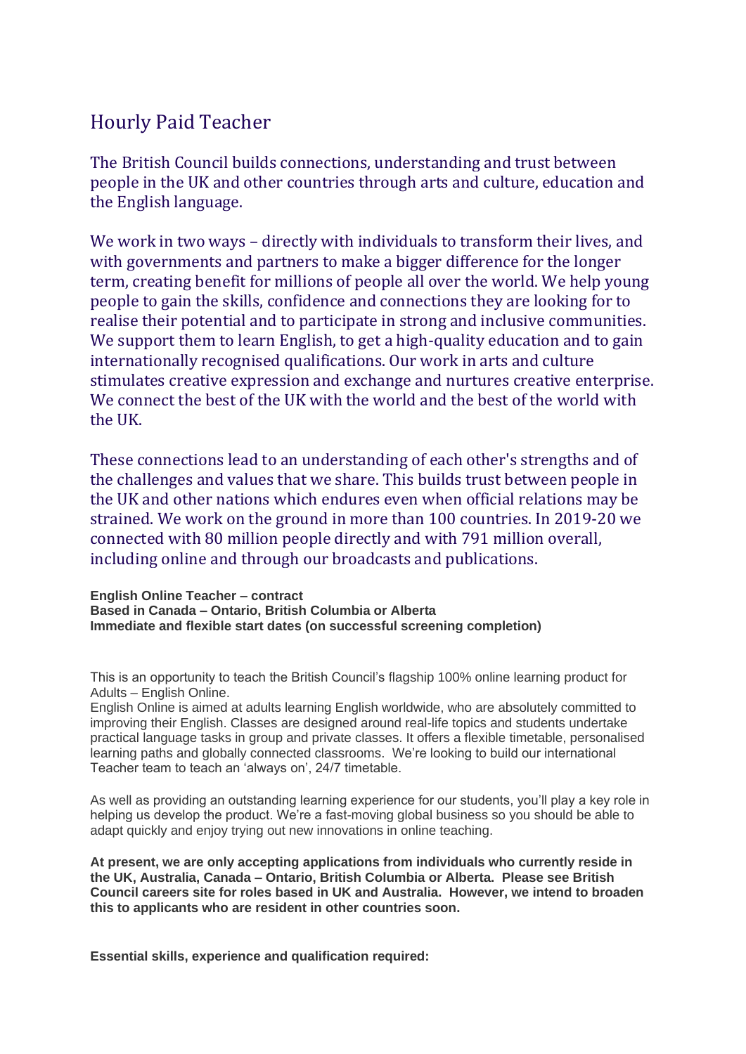# Hourly Paid Teacher

The British Council builds connections, understanding and trust between people in the UK and other countries through arts and culture, education and the English language.

We work in two ways – directly with individuals to transform their lives, and with governments and partners to make a bigger difference for the longer term, creating benefit for millions of people all over the world. We help young people to gain the skills, confidence and connections they are looking for to realise their potential and to participate in strong and inclusive communities. We support them to learn English, to get a high-quality education and to gain internationally recognised qualifications. Our work in arts and culture stimulates creative expression and exchange and nurtures creative enterprise. We connect the best of the UK with the world and the best of the world with the UK.

These connections lead to an understanding of each other's strengths and of the challenges and values that we share. This builds trust between people in the UK and other nations which endures even when official relations may be strained. We work on the ground in more than 100 countries. In 2019-20 we connected with 80 million people directly and with 791 million overall, including online and through our broadcasts and publications.

**English Online Teacher – contract**
**Based in Canada – Ontario, British Columbia or Alberta**
**Immediate and flexible start dates (on successful screening completion)**

This is an opportunity to teach the British Council's flagship 100% online learning product for Adults – English Online.
English Online is aimed at adults learning English worldwide, who are absolutely committed to improving their English. Classes are designed around real-life topics and students undertake practical language tasks in group and private classes. It offers a flexible timetable, personalised learning paths and globally connected classrooms. We're looking to build our international Teacher team to teach an 'always on', 24/7 timetable.

As well as providing an outstanding learning experience for our students, you'll play a key role in helping us develop the product. We're a fast-moving global business so you should be able to adapt quickly and enjoy trying out new innovations in online teaching.

**At present, we are only accepting applications from individuals who currently reside in the UK, Australia, Canada – Ontario, British Columbia or Alberta. Please see British Council careers site for roles based in UK and Australia. However, we intend to broaden this to applicants who are resident in other countries soon.**

**Essential skills, experience and qualification required:**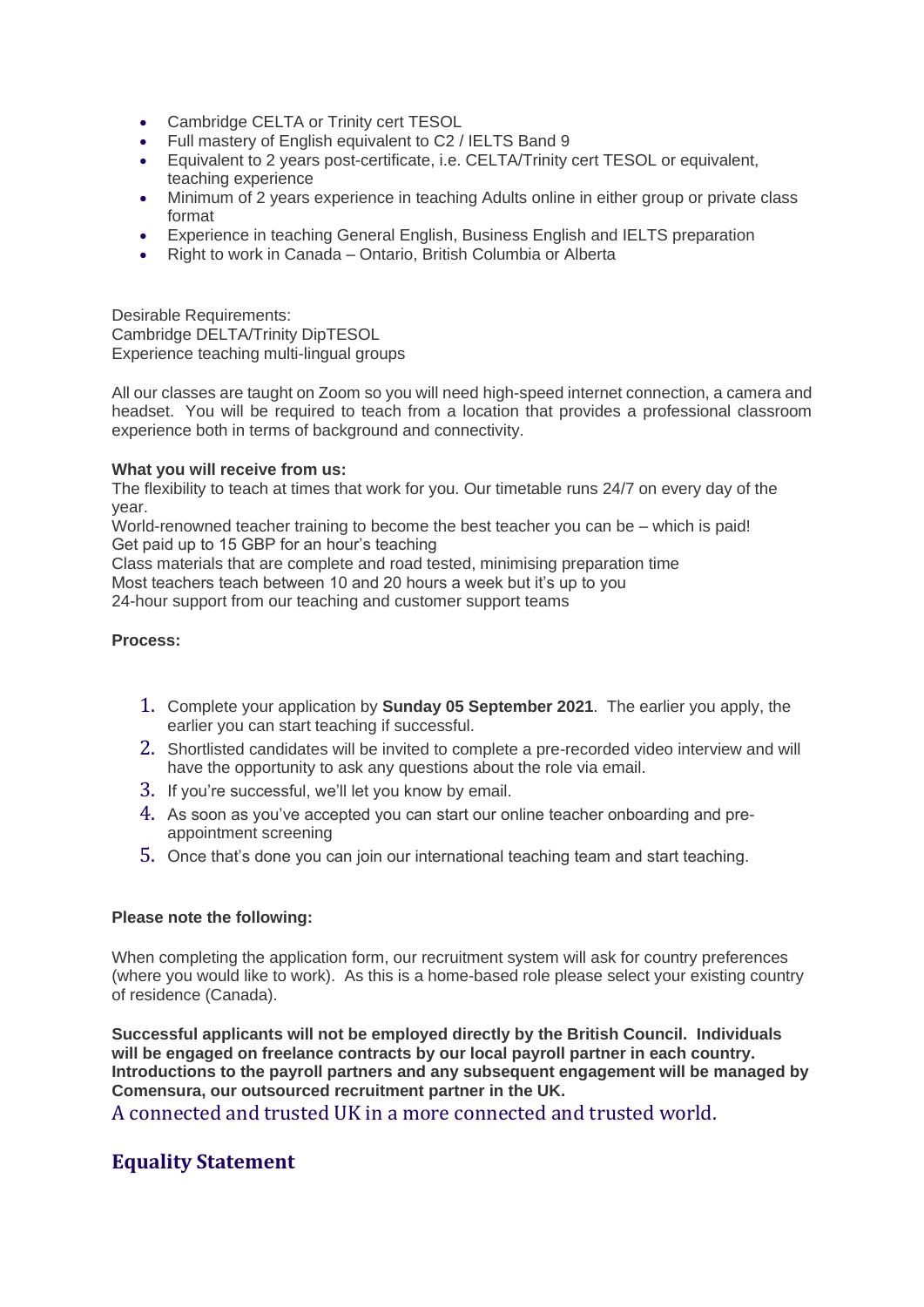- Cambridge CELTA or Trinity cert TESOL
- Full mastery of English equivalent to C2 / IELTS Band 9
- Equivalent to 2 years post-certificate, i.e. CELTA/Trinity cert TESOL or equivalent, teaching experience
- Minimum of 2 years experience in teaching Adults online in either group or private class format
- Experience in teaching General English, Business English and IELTS preparation
- Right to work in Canada – Ontario, British Columbia or Alberta

Desirable Requirements:
Cambridge DELTA/Trinity DipTESOL
Experience teaching multi-lingual groups

All our classes are taught on Zoom so you will need high-speed internet connection, a camera and headset. You will be required to teach from a location that provides a professional classroom experience both in terms of background and connectivity.

**What you will receive from us:**
The flexibility to teach at times that work for you. Our timetable runs 24/7 on every day of the year.
World-renowned teacher training to become the best teacher you can be – which is paid!
Get paid up to 15 GBP for an hour's teaching
Class materials that are complete and road tested, minimising preparation time
Most teachers teach between 10 and 20 hours a week but it's up to you
24-hour support from our teaching and customer support teams

**Process:**

1. Complete your application by **Sunday 05 September 2021**. The earlier you apply, the earlier you can start teaching if successful.
2. Shortlisted candidates will be invited to complete a pre-recorded video interview and will have the opportunity to ask any questions about the role via email.
3. If you're successful, we'll let you know by email.
4. As soon as you've accepted you can start our online teacher onboarding and pre-appointment screening
5. Once that's done you can join our international teaching team and start teaching.

**Please note the following:**

When completing the application form, our recruitment system will ask for country preferences (where you would like to work). As this is a home-based role please select your existing country of residence (Canada).

**Successful applicants will not be employed directly by the British Council. Individuals will be engaged on freelance contracts by our local payroll partner in each country. Introductions to the payroll partners and any subsequent engagement will be managed by Comensura, our outsourced recruitment partner in the UK.**

A connected and trusted UK in a more connected and trusted world.

## Equality Statement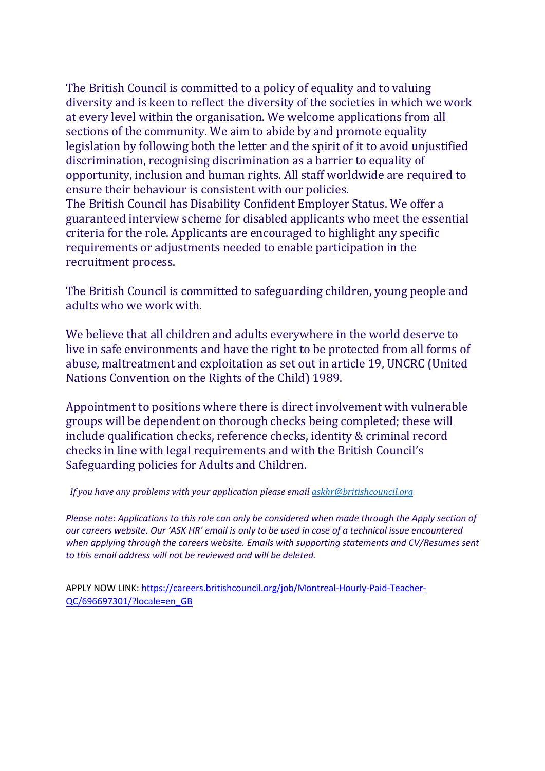The British Council is committed to a policy of equality and to valuing diversity and is keen to reflect the diversity of the societies in which we work at every level within the organisation. We welcome applications from all sections of the community. We aim to abide by and promote equality legislation by following both the letter and the spirit of it to avoid unjustified discrimination, recognising discrimination as a barrier to equality of opportunity, inclusion and human rights. All staff worldwide are required to ensure their behaviour is consistent with our policies.
The British Council has Disability Confident Employer Status. We offer a guaranteed interview scheme for disabled applicants who meet the essential criteria for the role. Applicants are encouraged to highlight any specific requirements or adjustments needed to enable participation in the recruitment process.

The British Council is committed to safeguarding children, young people and adults who we work with.

We believe that all children and adults everywhere in the world deserve to live in safe environments and have the right to be protected from all forms of abuse, maltreatment and exploitation as set out in article 19, UNCRC (United Nations Convention on the Rights of the Child) 1989.

Appointment to positions where there is direct involvement with vulnerable groups will be dependent on thorough checks being completed; these will include qualification checks, reference checks, identity & criminal record checks in line with legal requirements and with the British Council's Safeguarding policies for Adults and Children.

*If you have any problems with your application please email [askhr@britishcouncil.org](mailto:askhr@britishcouncil.org)*

*Please note: Applications to this role can only be considered when made through the Apply section of our careers website. Our 'ASK HR' email is only to be used in case of a technical issue encountered when applying through the careers website. Emails with supporting statements and CV/Resumes sent to this email address will not be reviewed and will be deleted.*

APPLY NOW LINK: [https://careers.britishcouncil.org/job/Montreal-Hourly-Paid-Teacher-QC/696697301/?locale=en_GB](https://careers.britishcouncil.org/job/Montreal-Hourly-Paid-Teacher-QC/696697301/?locale=en_GB)